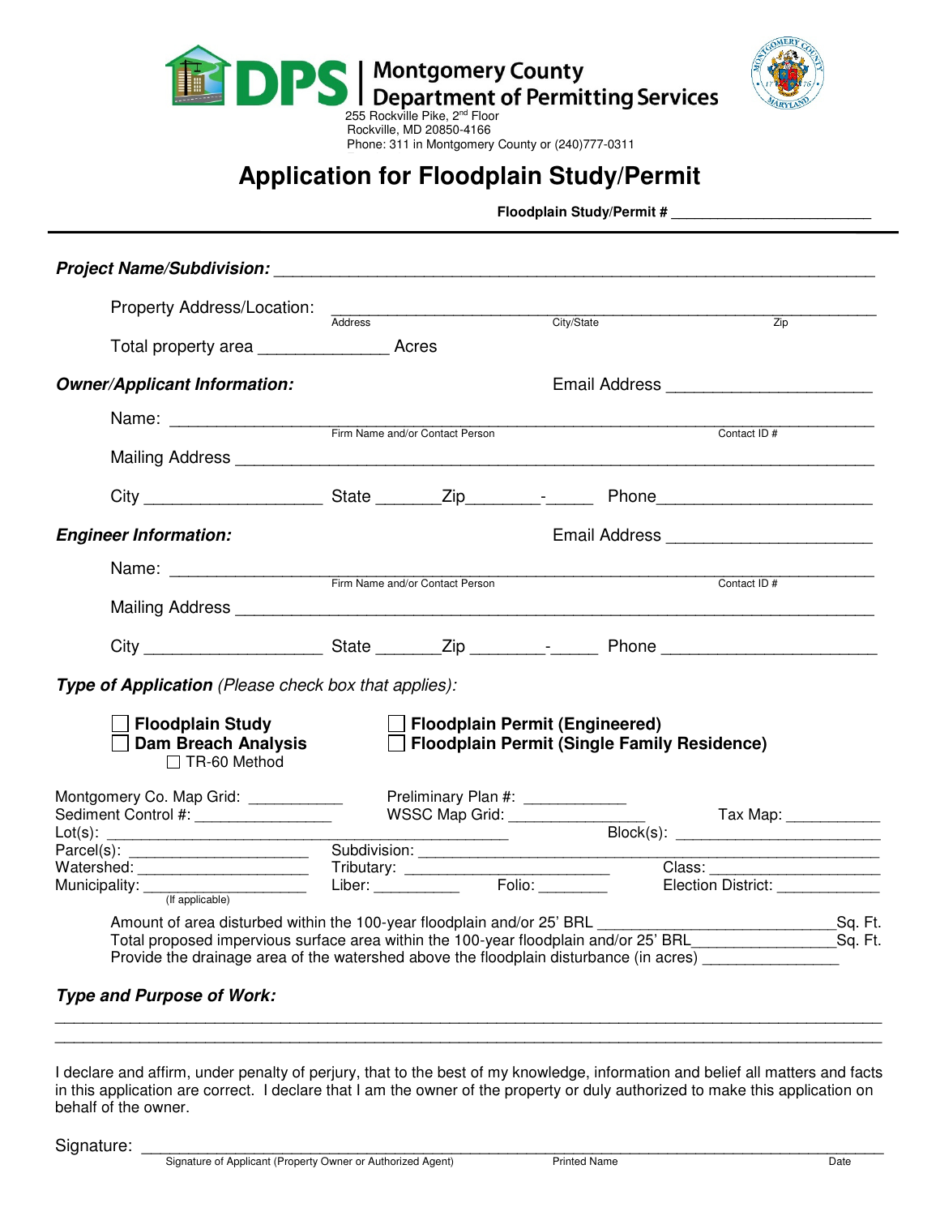**DPS | Montgomery County Department of Permitting Services**

255 Rockville Pike, 2nd Floor
Rockville, MD 20850-4166
Phone: 311 in Montgomery County or (240)777-0311

# Application for Floodplain Study/Permit

**Floodplain Study/Permit #** ___________________________

---

***Project Name/Subdivision:*** ___________________________________________________________________

Property Address/Location: ___________________________________________________________________
Address City/State Zip

Total property area _______________ Acres

***Owner/Applicant Information:*** Email Address _______________________

Name: ___________________________________________________________________
Firm Name and/or Contact Person Contact ID #

Mailing Address ___________________________________________________________________

City ____________________ State _______Zip________-______ Phone________________________

***Engineer Information:*** Email Address _______________________

Name: ___________________________________________________________________
Firm Name and/or Contact Person Contact ID #

Mailing Address ___________________________________________________________________

City ____________________ State _______Zip ________-______ Phone ________________________

***Type of Application*** *(Please check box that applies):*

- ☐ **Floodplain Study**
- ☐ **Dam Breach Analysis**
  - ☐ TR-60 Method
- ☐ **Floodplain Permit (Engineered)**
- ☐ **Floodplain Permit (Single Family Residence)**

Montgomery Co. Map Grid: ___________ Preliminary Plan #: ____________
Sediment Control #: ________________ WSSC Map Grid: ________________ Tax Map: ___________
Lot(s): ______________________________________________ Block(s): ________________________
Parcel(s): _____________________ Subdivision: ______________________________________________
Watershed: ____________________ Tributary: _________________________ Class: ____________________
Municipality: ___________________ Liber: ___________ Folio: _________ Election District: ____________
(If applicable)

Amount of area disturbed within the 100-year floodplain and/or 25' BRL ___________________________Sq. Ft.
Total proposed impervious surface area within the 100-year floodplain and/or 25' BRL_________________Sq. Ft.
Provide the drainage area of the watershed above the floodplain disturbance (in acres) ________________

***Type and Purpose of Work:***

___________________________________________________________________________________________
___________________________________________________________________________________________

I declare and affirm, under penalty of perjury, that to the best of my knowledge, information and belief all matters and facts in this application are correct. I declare that I am the owner of the property or duly authorized to make this application on behalf of the owner.

Signature: ___________________________________________________________________________________
Signature of Applicant (Property Owner or Authorized Agent) Printed Name Date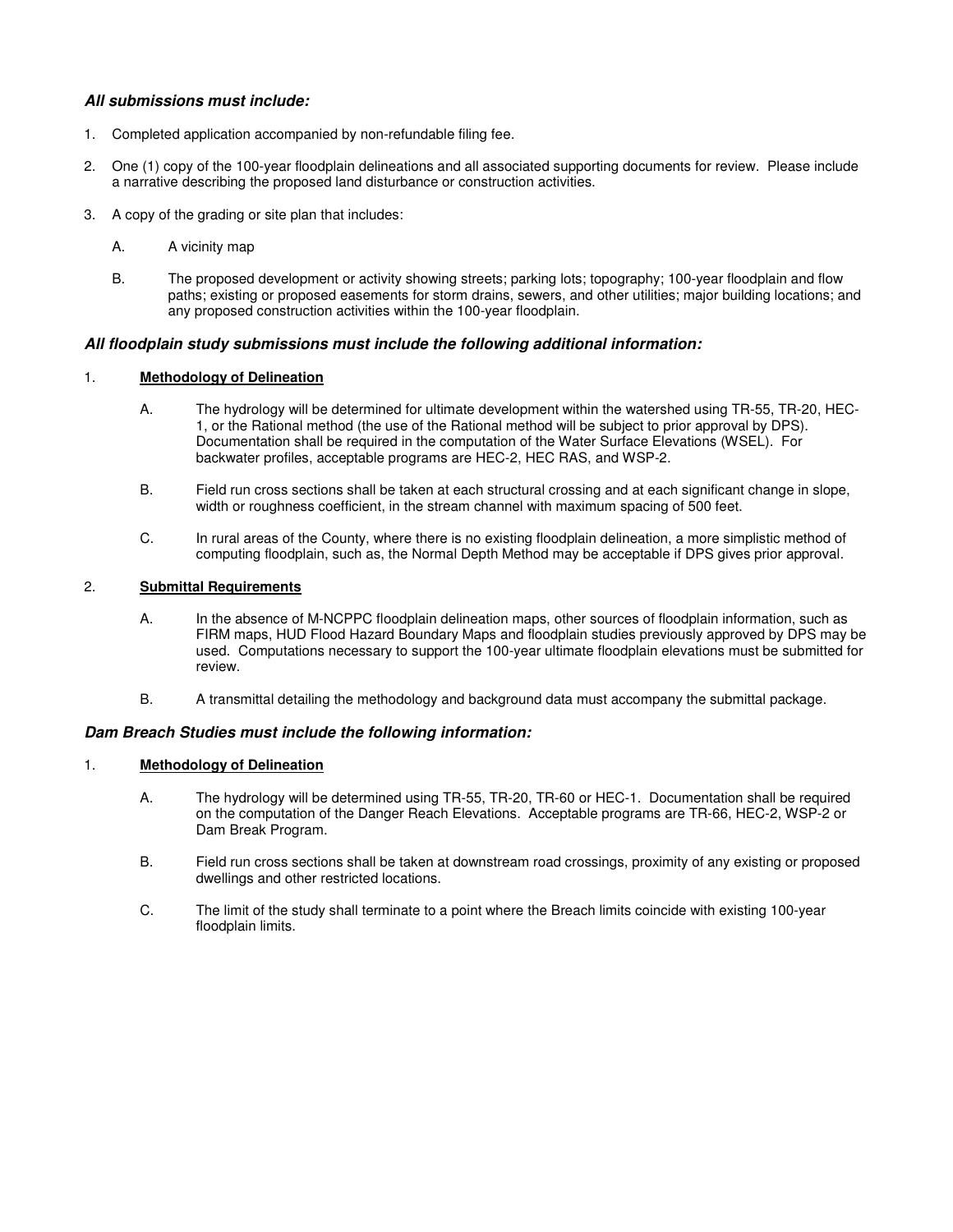***All submissions must include:***

1. Completed application accompanied by non-refundable filing fee.

2. One (1) copy of the 100-year floodplain delineations and all associated supporting documents for review. Please include a narrative describing the proposed land disturbance or construction activities.

3. A copy of the grading or site plan that includes:

   A. A vicinity map

   B. The proposed development or activity showing streets; parking lots; topography; 100-year floodplain and flow paths; existing or proposed easements for storm drains, sewers, and other utilities; major building locations; and any proposed construction activities within the 100-year floodplain.

***All floodplain study submissions must include the following additional information:***

1. **Methodology of Delineation**

   A. The hydrology will be determined for ultimate development within the watershed using TR-55, TR-20, HEC-1, or the Rational method (the use of the Rational method will be subject to prior approval by DPS). Documentation shall be required in the computation of the Water Surface Elevations (WSEL). For backwater profiles, acceptable programs are HEC-2, HEC RAS, and WSP-2.

   B. Field run cross sections shall be taken at each structural crossing and at each significant change in slope, width or roughness coefficient, in the stream channel with maximum spacing of 500 feet.

   C. In rural areas of the County, where there is no existing floodplain delineation, a more simplistic method of computing floodplain, such as, the Normal Depth Method may be acceptable if DPS gives prior approval.

2. **Submittal Requirements**

   A. In the absence of M-NCPPC floodplain delineation maps, other sources of floodplain information, such as FIRM maps, HUD Flood Hazard Boundary Maps and floodplain studies previously approved by DPS may be used. Computations necessary to support the 100-year ultimate floodplain elevations must be submitted for review.

   B. A transmittal detailing the methodology and background data must accompany the submittal package.

***Dam Breach Studies must include the following information:***

1. **Methodology of Delineation**

   A. The hydrology will be determined using TR-55, TR-20, TR-60 or HEC-1. Documentation shall be required on the computation of the Danger Reach Elevations. Acceptable programs are TR-66, HEC-2, WSP-2 or Dam Break Program.

   B. Field run cross sections shall be taken at downstream road crossings, proximity of any existing or proposed dwellings and other restricted locations.

   C. The limit of the study shall terminate to a point where the Breach limits coincide with existing 100-year floodplain limits.